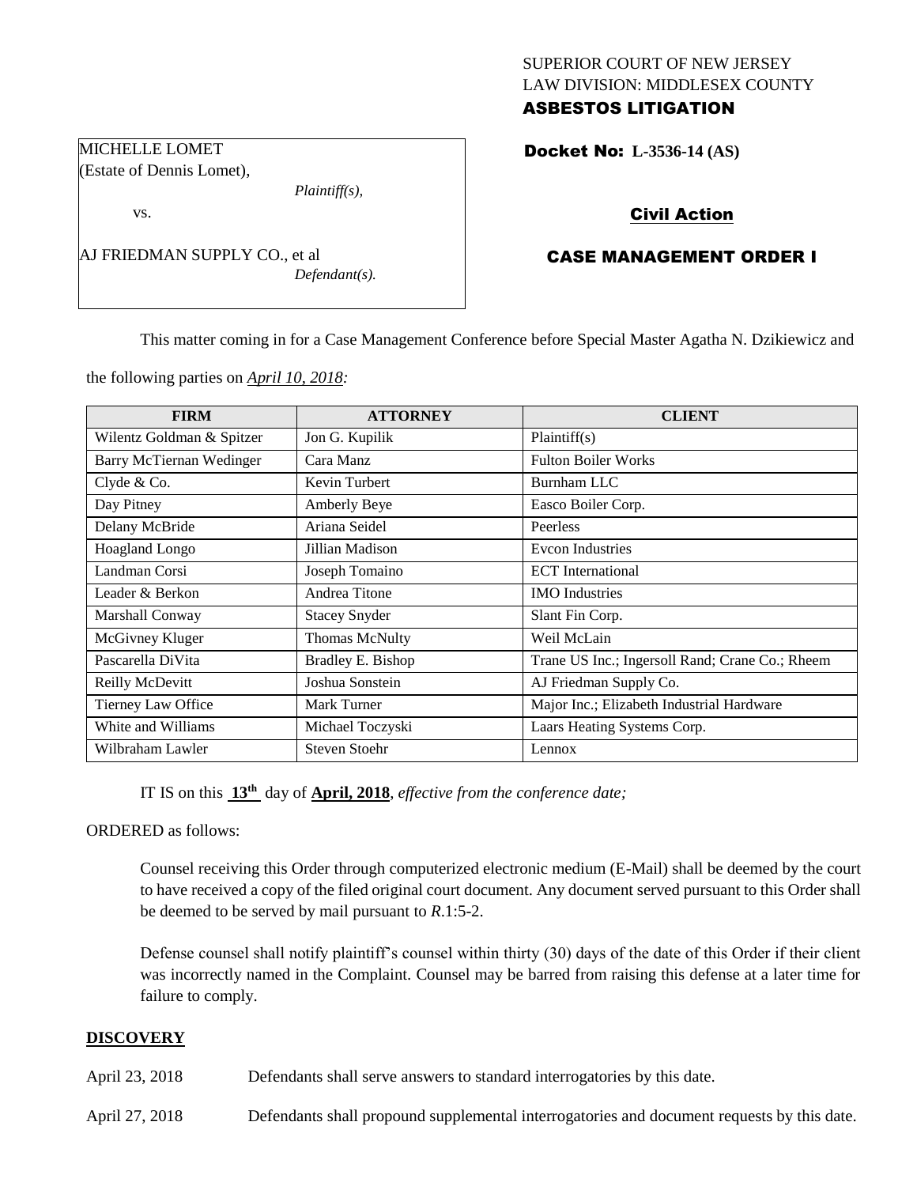SUPERIOR COURT OF NEW JERSEY
LAW DIVISION: MIDDLESEX COUNTY
**ASBESTOS LITIGATION**

MICHELLE LOMET
(Estate of Dennis Lomet),
*Plaintiff(s),*

vs.

AJ FRIEDMAN SUPPLY CO., et al
*Defendant(s).*

**Docket No: L-3536-14 (AS)**

**Civil Action**

**CASE MANAGEMENT ORDER I**

This matter coming in for a Case Management Conference before Special Master Agatha N. Dzikiewicz and the following parties on *April 10, 2018:*

| FIRM | ATTORNEY | CLIENT |
|---|---|---|
| Wilentz Goldman & Spitzer | Jon G. Kupilik | Plaintiff(s) |
| Barry McTiernan Wedinger | Cara Manz | Fulton Boiler Works |
| Clyde & Co. | Kevin Turbert | Burnham LLC |
| Day Pitney | Amberly Beye | Easco Boiler Corp. |
| Delany McBride | Ariana Seidel | Peerless |
| Hoagland Longo | Jillian Madison | Evcon Industries |
| Landman Corsi | Joseph Tomaino | ECT International |
| Leader & Berkon | Andrea Titone | IMO Industries |
| Marshall Conway | Stacey Snyder | Slant Fin Corp. |
| McGivney Kluger | Thomas McNulty | Weil McLain |
| Pascarella DiVita | Bradley E. Bishop | Trane US Inc.; Ingersoll Rand; Crane Co.; Rheem |
| Reilly McDevitt | Joshua Sonstein | AJ Friedman Supply Co. |
| Tierney Law Office | Mark Turner | Major Inc.; Elizabeth Industrial Hardware |
| White and Williams | Michael Toczyski | Laars Heating Systems Corp. |
| Wilbraham Lawler | Steven Stoehr | Lennox |

IT IS on this **13th** day of **April, 2018**, *effective from the conference date;*

ORDERED as follows:

Counsel receiving this Order through computerized electronic medium (E-Mail) shall be deemed by the court to have received a copy of the filed original court document. Any document served pursuant to this Order shall be deemed to be served by mail pursuant to *R*.1:5-2.

Defense counsel shall notify plaintiff's counsel within thirty (30) days of the date of this Order if their client was incorrectly named in the Complaint. Counsel may be barred from raising this defense at a later time for failure to comply.

## DISCOVERY

April 23, 2018 Defendants shall serve answers to standard interrogatories by this date.

April 27, 2018 Defendants shall propound supplemental interrogatories and document requests by this date.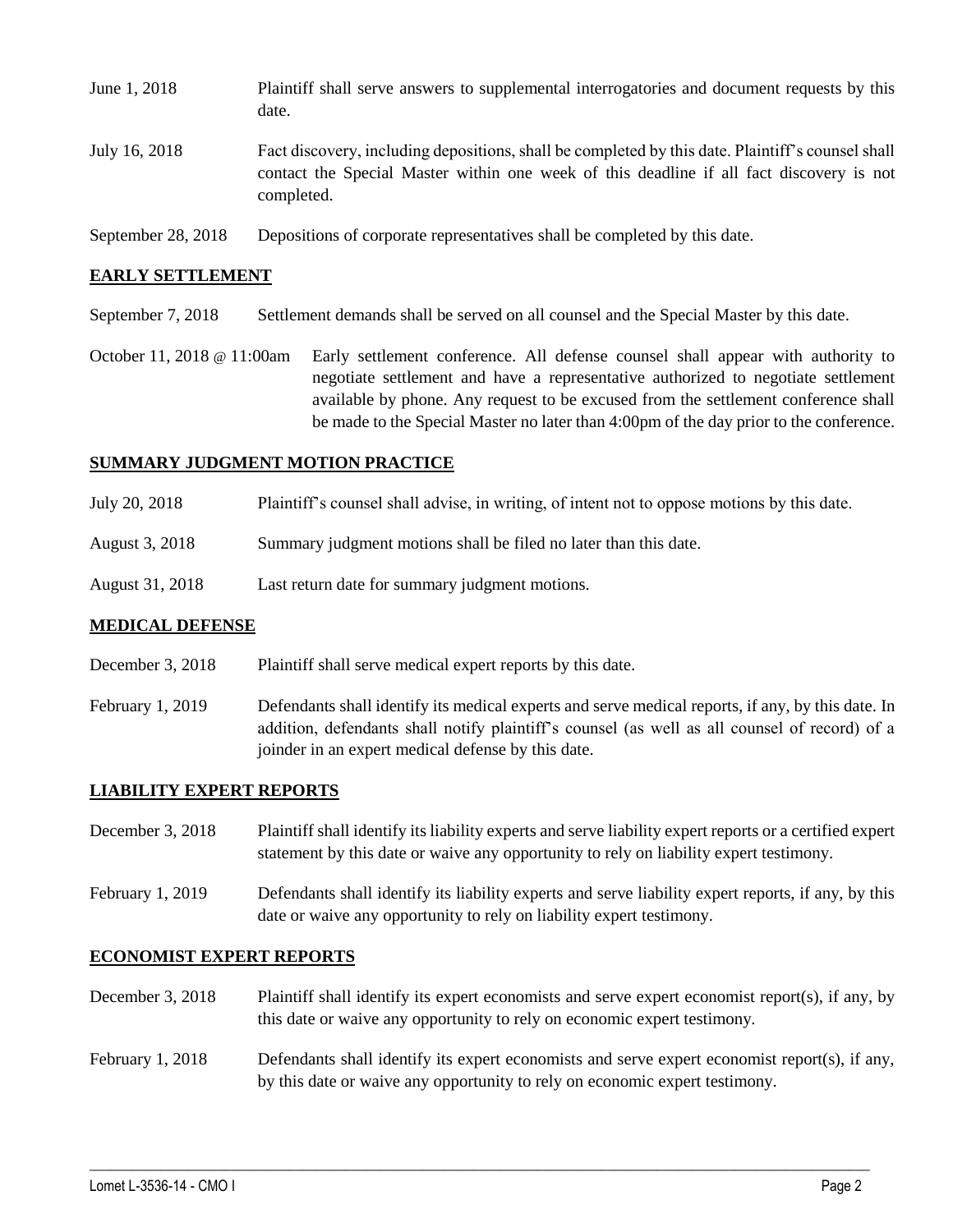| | |
|---|---|
| June 1, 2018 | Plaintiff shall serve answers to supplemental interrogatories and document requests by this date. |
| July 16, 2018 | Fact discovery, including depositions, shall be completed by this date. Plaintiff's counsel shall contact the Special Master within one week of this deadline if all fact discovery is not completed. |
| September 28, 2018 | Depositions of corporate representatives shall be completed by this date. |

## EARLY SETTLEMENT

| | |
|---|---|
| September 7, 2018 | Settlement demands shall be served on all counsel and the Special Master by this date. |
| October 11, 2018 @ 11:00am | Early settlement conference. All defense counsel shall appear with authority to negotiate settlement and have a representative authorized to negotiate settlement available by phone. Any request to be excused from the settlement conference shall be made to the Special Master no later than 4:00pm of the day prior to the conference. |

## SUMMARY JUDGMENT MOTION PRACTICE

| | |
|---|---|
| July 20, 2018 | Plaintiff's counsel shall advise, in writing, of intent not to oppose motions by this date. |
| August 3, 2018 | Summary judgment motions shall be filed no later than this date. |
| August 31, 2018 | Last return date for summary judgment motions. |

## MEDICAL DEFENSE

| | |
|---|---|
| December 3, 2018 | Plaintiff shall serve medical expert reports by this date. |
| February 1, 2019 | Defendants shall identify its medical experts and serve medical reports, if any, by this date. In addition, defendants shall notify plaintiff's counsel (as well as all counsel of record) of a joinder in an expert medical defense by this date. |

## LIABILITY EXPERT REPORTS

| | |
|---|---|
| December 3, 2018 | Plaintiff shall identify its liability experts and serve liability expert reports or a certified expert statement by this date or waive any opportunity to rely on liability expert testimony. |
| February 1, 2019 | Defendants shall identify its liability experts and serve liability expert reports, if any, by this date or waive any opportunity to rely on liability expert testimony. |

## ECONOMIST EXPERT REPORTS

| | |
|---|---|
| December 3, 2018 | Plaintiff shall identify its expert economists and serve expert economist report(s), if any, by this date or waive any opportunity to rely on economic expert testimony. |
| February 1, 2018 | Defendants shall identify its expert economists and serve expert economist report(s), if any, by this date or waive any opportunity to rely on economic expert testimony. |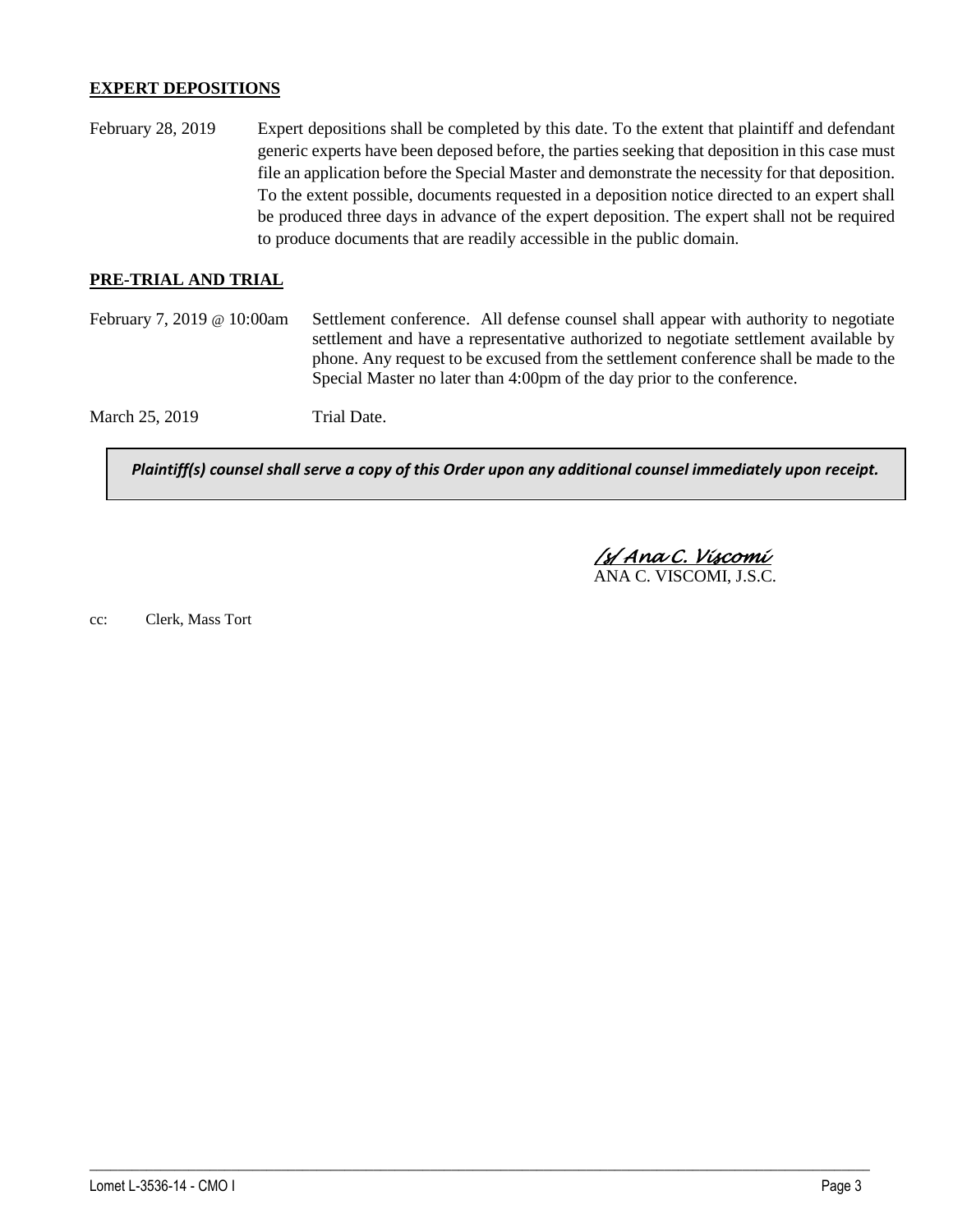**EXPERT DEPOSITIONS**

| | |
|---|---|
| February 28, 2019 | Expert depositions shall be completed by this date. To the extent that plaintiff and defendant generic experts have been deposed before, the parties seeking that deposition in this case must file an application before the Special Master and demonstrate the necessity for that deposition. To the extent possible, documents requested in a deposition notice directed to an expert shall be produced three days in advance of the expert deposition. The expert shall not be required to produce documents that are readily accessible in the public domain. |

**PRE-TRIAL AND TRIAL**

| | |
|---|---|
| February 7, 2019 @ 10:00am | Settlement conference. All defense counsel shall appear with authority to negotiate settlement and have a representative authorized to negotiate settlement available by phone. Any request to be excused from the settlement conference shall be made to the Special Master no later than 4:00pm of the day prior to the conference. |
| March 25, 2019 | Trial Date. |

***Plaintiff(s) counsel shall serve a copy of this Order upon any additional counsel immediately upon receipt.***

*/s/ Ana C. Viscomi*
ANA C. VISCOMI, J.S.C.

cc: Clerk, Mass Tort